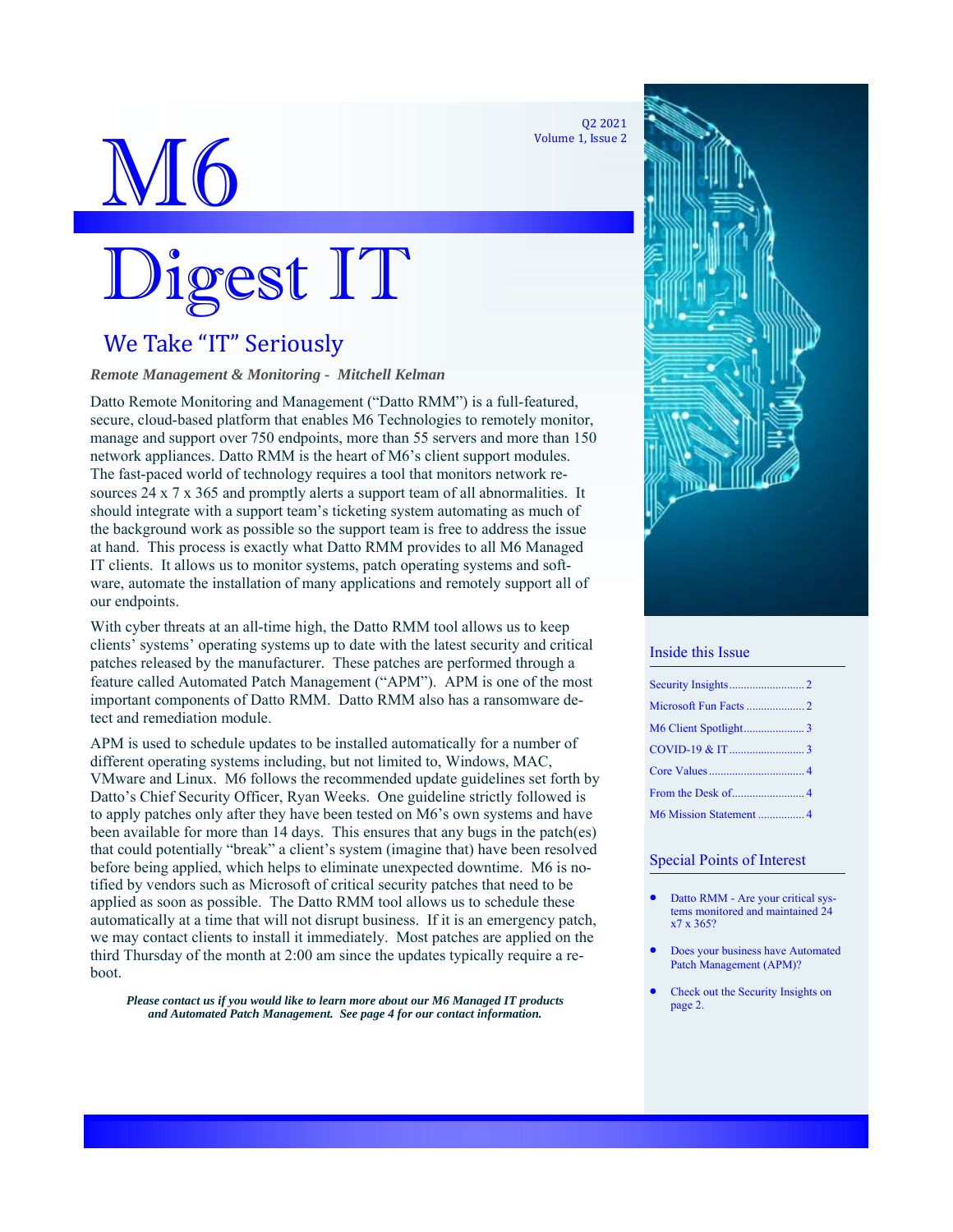Q2 2021
Volume 1, Issue 2

# M6 Digest IT

## We Take "IT" Seriously

***Remote Management & Monitoring - Mitchell Kelman***

Datto Remote Monitoring and Management ("Datto RMM") is a full-featured, secure, cloud-based platform that enables M6 Technologies to remotely monitor, manage and support over 750 endpoints, more than 55 servers and more than 150 network appliances. Datto RMM is the heart of M6's client support modules. The fast-paced world of technology requires a tool that monitors network resources 24 x 7 x 365 and promptly alerts a support team of all abnormalities. It should integrate with a support team's ticketing system automating as much of the background work as possible so the support team is free to address the issue at hand. This process is exactly what Datto RMM provides to all M6 Managed IT clients. It allows us to monitor systems, patch operating systems and software, automate the installation of many applications and remotely support all of our endpoints.

With cyber threats at an all-time high, the Datto RMM tool allows us to keep clients' systems' operating systems up to date with the latest security and critical patches released by the manufacturer. These patches are performed through a feature called Automated Patch Management ("APM"). APM is one of the most important components of Datto RMM. Datto RMM also has a ransomware detect and remediation module.

APM is used to schedule updates to be installed automatically for a number of different operating systems including, but not limited to, Windows, MAC, VMware and Linux. M6 follows the recommended update guidelines set forth by Datto's Chief Security Officer, Ryan Weeks. One guideline strictly followed is to apply patches only after they have been tested on M6's own systems and have been available for more than 14 days. This ensures that any bugs in the patch(es) that could potentially "break" a client's system (imagine that) have been resolved before being applied, which helps to eliminate unexpected downtime. M6 is notified by vendors such as Microsoft of critical security patches that need to be applied as soon as possible. The Datto RMM tool allows us to schedule these automatically at a time that will not disrupt business. If it is an emergency patch, we may contact clients to install it immediately. Most patches are applied on the third Thursday of the month at 2:00 am since the updates typically require a reboot.

***Please contact us if you would like to learn more about our M6 Managed IT products and Automated Patch Management. See page 4 for our contact information.***

### Inside this Issue

- Security Insights .......................... 2
- Microsoft Fun Facts .................... 2
- M6 Client Spotlight ..................... 3
- COVID-19 & IT .......................... 3
- Core Values ................................ 4
- From the Desk of......................... 4
- M6 Mission Statement ................ 4

### Special Points of Interest

- Datto RMM - Are your critical systems monitored and maintained 24 x7 x 365?
- Does your business have Automated Patch Management (APM)?
- Check out the Security Insights on page 2.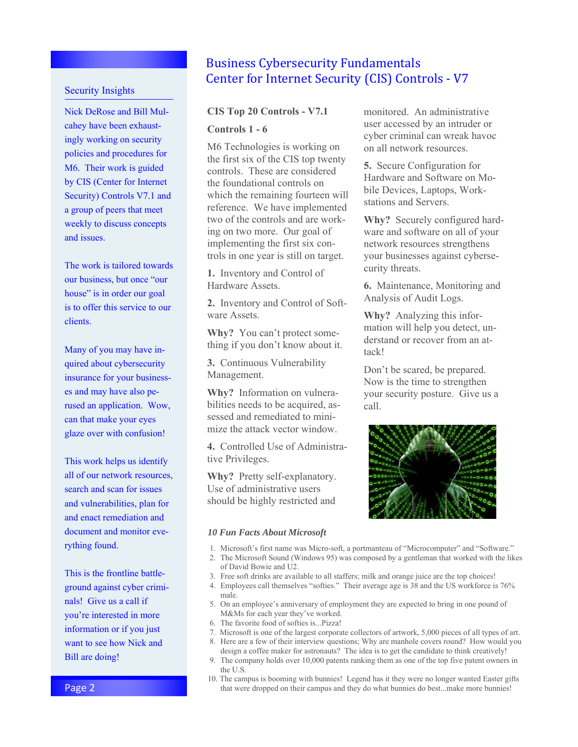# Business Cybersecurity Fundamentals
# Center for Internet Security (CIS) Controls - V7

## Security Insights

Nick DeRose and Bill Mulcahey have been exhaustingly working on security policies and procedures for M6. Their work is guided by CIS (Center for Internet Security) Controls V7.1 and a group of peers that meet weekly to discuss concepts and issues.

The work is tailored towards our business, but once "our house" is in order our goal is to offer this service to our clients.

Many of you may have inquired about cybersecurity insurance for your businesses and may have also perused an application. Wow, can that make your eyes glaze over with confusion!

This work helps us identify all of our network resources, search and scan for issues and vulnerabilities, plan for and enact remediation and document and monitor everything found.

This is the frontline battleground against cyber criminals! Give us a call if you're interested in more information or if you just want to see how Nick and Bill are doing!

## CIS Top 20 Controls - V7.1

### Controls 1 - 6

M6 Technologies is working on the first six of the CIS top twenty controls. These are considered the foundational controls on which the remaining fourteen will reference. We have implemented two of the controls and are working on two more. Our goal of implementing the first six controls in one year is still on target.

**1.** Inventory and Control of Hardware Assets.

**2.** Inventory and Control of Software Assets.

**Why?** You can't protect something if you don't know about it.

**3.** Continuous Vulnerability Management.

**Why?** Information on vulnerabilities needs to be acquired, assessed and remediated to minimize the attack vector window.

**4.** Controlled Use of Administrative Privileges.

**Why?** Pretty self-explanatory. Use of administrative users should be highly restricted and monitored. An administrative user accessed by an intruder or cyber criminal can wreak havoc on all network resources.

**5.** Secure Configuration for Hardware and Software on Mobile Devices, Laptops, Workstations and Servers.

**Why?** Securely configured hardware and software on all of your network resources strengthens your businesses against cybersecurity threats.

**6.** Maintenance, Monitoring and Analysis of Audit Logs.

**Why?** Analyzing this information will help you detect, understand or recover from an attack!

Don't be scared, be prepared. Now is the time to strengthen your security posture. Give us a call.

### *10 Fun Facts About Microsoft*

1. Microsoft's first name was Micro-soft, a portmanteau of "Microcomputer" and "Software."
2. The Microsoft Sound (Windows 95) was composed by a gentleman that worked with the likes of David Bowie and U2.
3. Free soft drinks are available to all staffers; milk and orange juice are the top choices!
4. Employees call themselves "softies." Their average age is 38 and the US workforce is 76% male.
5. On an employee's anniversary of employment they are expected to bring in one pound of M&Ms for each year they've worked.
6. The favorite food of softies is...Pizza!
7. Microsoft is one of the largest corporate collectors of artwork, 5,000 pieces of all types of art.
8. Here are a few of their interview questions; Why are manhole covers round? How would you design a coffee maker for astronauts? The idea is to get the candidate to think creatively!
9. The company holds over 10,000 patents ranking them as one of the top five patent owners in the U.S.
10. The campus is booming with bunnies! Legend has it they were no longer wanted Easter gifts that were dropped on their campus and they do what bunnies do best...make more bunnies!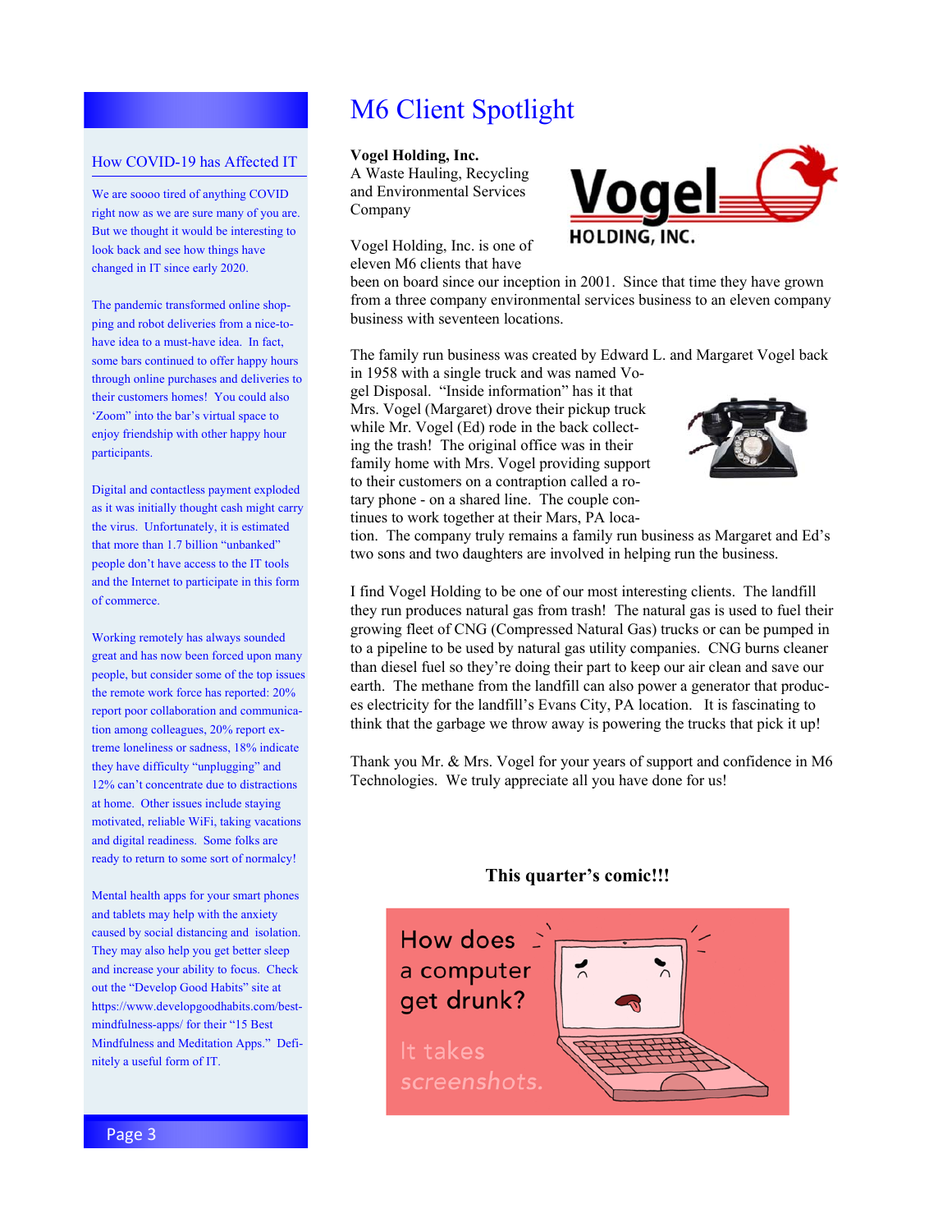# M6 Client Spotlight

**Vogel Holding, Inc.**
A Waste Hauling, Recycling and Environmental Services Company

Vogel Holding, Inc. is one of eleven M6 clients that have been on board since our inception in 2001. Since that time they have grown from a three company environmental services business to an eleven company business with seventeen locations.

The family run business was created by Edward L. and Margaret Vogel back in 1958 with a single truck and was named Vogel Disposal. "Inside information" has it that Mrs. Vogel (Margaret) drove their pickup truck while Mr. Vogel (Ed) rode in the back collecting the trash! The original office was in their family home with Mrs. Vogel providing support to their customers on a contraption called a rotary phone - on a shared line. The couple continues to work together at their Mars, PA location. The company truly remains a family run business as Margaret and Ed's two sons and two daughters are involved in helping run the business.

I find Vogel Holding to be one of our most interesting clients. The landfill they run produces natural gas from trash! The natural gas is used to fuel their growing fleet of CNG (Compressed Natural Gas) trucks or can be pumped in to a pipeline to be used by natural gas utility companies. CNG burns cleaner than diesel fuel so they're doing their part to keep our air clean and save our earth. The methane from the landfill can also power a generator that produces electricity for the landfill's Evans City, PA location. It is fascinating to think that the garbage we throw away is powering the trucks that pick it up!

Thank you Mr. & Mrs. Vogel for your years of support and confidence in M6 Technologies. We truly appreciate all you have done for us!

**This quarter's comic!!!**

How does a computer get drunk?

It takes screenshots.

## How COVID-19 has Affected IT

We are soooo tired of anything COVID right now as we are sure many of you are. But we thought it would be interesting to look back and see how things have changed in IT since early 2020.

The pandemic transformed online shopping and robot deliveries from a nice-to-have idea to a must-have idea. In fact, some bars continued to offer happy hours through online purchases and deliveries to their customers homes! You could also 'Zoom" into the bar's virtual space to enjoy friendship with other happy hour participants.

Digital and contactless payment exploded as it was initially thought cash might carry the virus. Unfortunately, it is estimated that more than 1.7 billion "unbanked" people don't have access to the IT tools and the Internet to participate in this form of commerce.

Working remotely has always sounded great and has now been forced upon many people, but consider some of the top issues the remote work force has reported: 20% report poor collaboration and communication among colleagues, 20% report extreme loneliness or sadness, 18% indicate they have difficulty "unplugging" and 12% can't concentrate due to distractions at home. Other issues include staying motivated, reliable WiFi, taking vacations and digital readiness. Some folks are ready to return to some sort of normalcy!

Mental health apps for your smart phones and tablets may help with the anxiety caused by social distancing and isolation. They may also help you get better sleep and increase your ability to focus. Check out the "Develop Good Habits" site at https://www.developgoodhabits.com/best-mindfulness-apps/ for their "15 Best Mindfulness and Meditation Apps." Definitely a useful form of IT.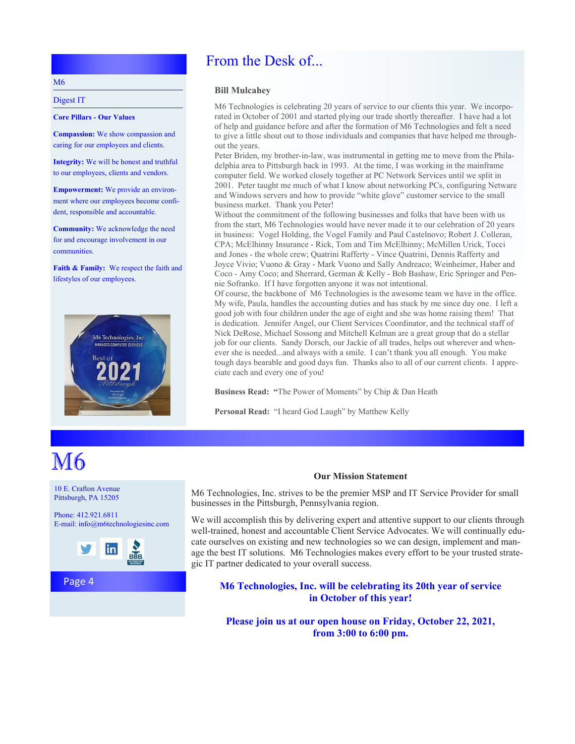M6

Digest IT

**Core Pillars - Our Values**

**Compassion:** We show compassion and caring for our employees and clients.

**Integrity:** We will be honest and truthful to our employees, clients and vendors.

**Empowerment:** We provide an environment where our employees become confident, responsible and accountable.

**Community:** We acknowledge the need for and encourage involvement in our communities.

**Faith & Family:** We respect the faith and lifestyles of our employees.

## From the Desk of...

**Bill Mulcahey**

M6 Technologies is celebrating 20 years of service to our clients this year. We incorporated in October of 2001 and started plying our trade shortly thereafter. I have had a lot of help and guidance before and after the formation of M6 Technologies and felt a need to give a little shout out to those individuals and companies that have helped me throughout the years.

Peter Briden, my brother-in-law, was instrumental in getting me to move from the Philadelphia area to Pittsburgh back in 1993. At the time, I was working in the mainframe computer field. We worked closely together at PC Network Services until we split in 2001. Peter taught me much of what I know about networking PCs, configuring Netware and Windows servers and how to provide "white glove" customer service to the small business market. Thank you Peter!

Without the commitment of the following businesses and folks that have been with us from the start, M6 Technologies would have never made it to our celebration of 20 years in business: Vogel Holding, the Vogel Family and Paul Castelnovo; Robert J. Colleran, CPA; McElhinny Insurance - Rick, Tom and Tim McElhinny; McMillen Urick, Tocci and Jones - the whole crew; Quatrini Rafferty - Vince Quatrini, Dennis Rafferty and Joyce Vivio; Vuono & Gray - Mark Vuono and Sally Andreaco; Weinheimer, Haber and Coco - Amy Coco; and Sherrard, German & Kelly - Bob Bashaw, Eric Springer and Pennie Sofranko. If I have forgotten anyone it was not intentional.

Of course, the backbone of M6 Technologies is the awesome team we have in the office. My wife, Paula, handles the accounting duties and has stuck by me since day one. I left a good job with four children under the age of eight and she was home raising them! That is dedication. Jennifer Angel, our Client Services Coordinator, and the technical staff of Nick DeRose, Michael Sossong and Mitchell Kelman are a great group that do a stellar job for our clients. Sandy Dorsch, our Jackie of all trades, helps out wherever and whenever she is needed...and always with a smile. I can't thank you all enough. You make tough days bearable and good days fun. Thanks also to all of our current clients. I appreciate each and every one of you!

**Business Read:** "The Power of Moments" by Chip & Dan Heath

**Personal Read:** "I heard God Laugh" by Matthew Kelly

M6

10 E. Crafton Avenue
Pittsburgh, PA 15205

Phone: 412.921.6811
E-mail: info@m6technologiesinc.com

### Our Mission Statement

M6 Technologies, Inc. strives to be the premier MSP and IT Service Provider for small businesses in the Pittsburgh, Pennsylvania region.

We will accomplish this by delivering expert and attentive support to our clients through well-trained, honest and accountable Client Service Advocates. We will continually educate ourselves on existing and new technologies so we can design, implement and manage the best IT solutions. M6 Technologies makes every effort to be your trusted strategic IT partner dedicated to your overall success.

**M6 Technologies, Inc. will be celebrating its 20th year of service in October of this year!**

**Please join us at our open house on Friday, October 22, 2021, from 3:00 to 6:00 pm.**